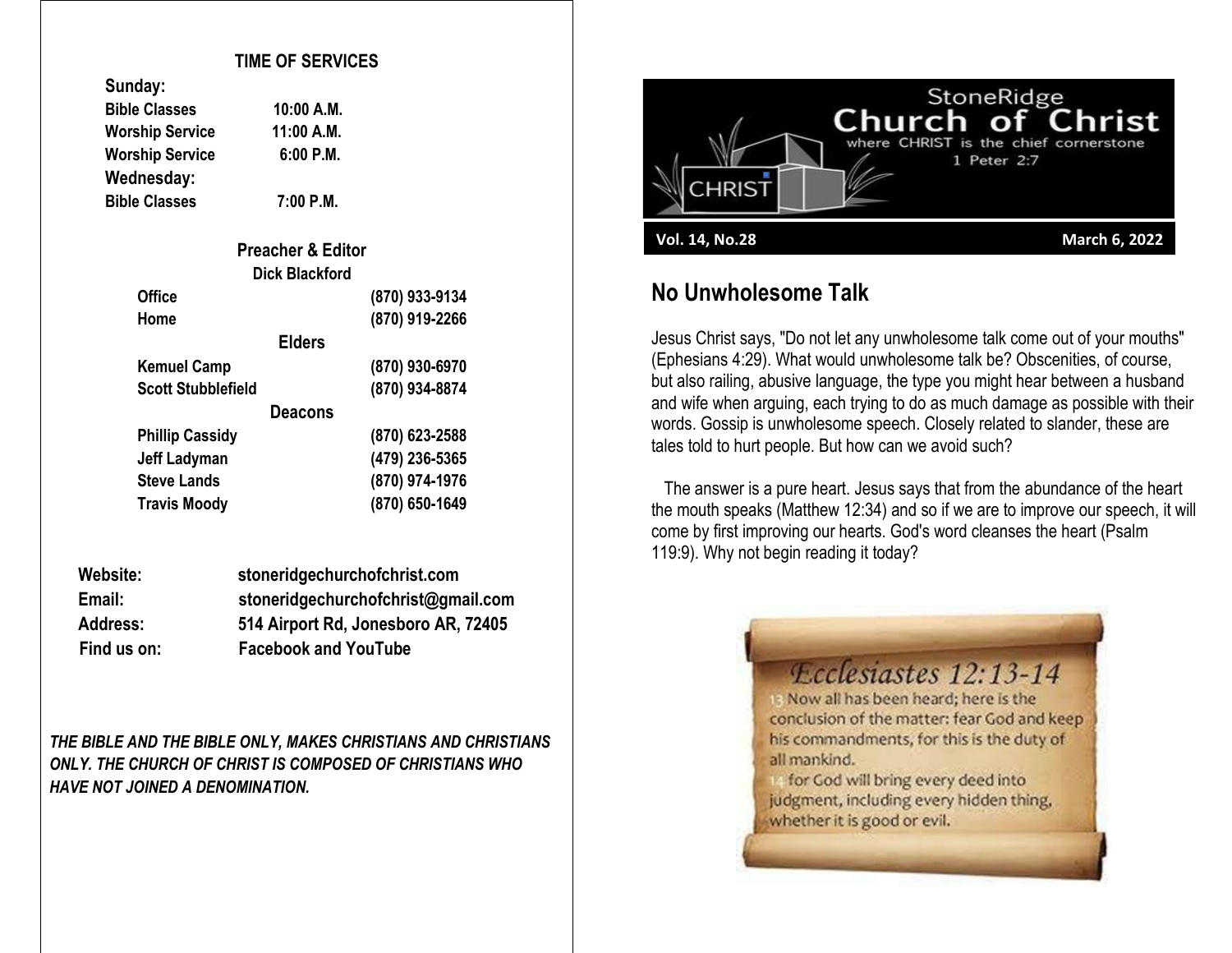### TIME OF SERVICES

**Sunday:**

| | |
|---|---|
| **Bible Classes** | **10:00 A.M.** |
| **Worship Service** | **11:00 A.M.** |
| **Worship Service** | **6:00 P.M.** |

**Wednesday:**

| | |
|---|---|
| **Bible Classes** | **7:00 P.M.** |

### Preacher & Editor

**Dick Blackford**

| | |
|---|---|
| **Office** | **(870) 933-9134** |
| **Home** | **(870) 919-2266** |

### Elders

| | |
|---|---|
| **Kemuel Camp** | **(870) 930-6970** |
| **Scott Stubblefield** | **(870) 934-8874** |

### Deacons

| | |
|---|---|
| **Phillip Cassidy** | **(870) 623-2588** |
| **Jeff Ladyman** | **(479) 236-5365** |
| **Steve Lands** | **(870) 974-1976** |
| **Travis Moody** | **(870) 650-1649** |

| | |
|---|---|
| **Website:** | **stoneridgechurchofchrist.com** |
| **Email:** | **stoneridgechurchofchrist@gmail.com** |
| **Address:** | **514 Airport Rd, Jonesboro AR, 72405** |
| **Find us on:** | **Facebook and YouTube** |

***THE BIBLE AND THE BIBLE ONLY, MAKES CHRISTIANS AND CHRISTIANS ONLY. THE CHURCH OF CHRIST IS COMPOSED OF CHRISTIANS WHO HAVE NOT JOINED A DENOMINATION.***

# StoneRidge Church of Christ

where CHRIST is the chief cornerstone
1 Peter 2:7

**Vol. 14, No.28** — **March 6, 2022**

## No Unwholesome Talk

Jesus Christ says, "Do not let any unwholesome talk come out of your mouths" (Ephesians 4:29). What would unwholesome talk be? Obscenities, of course, but also railing, abusive language, the type you might hear between a husband and wife when arguing, each trying to do as much damage as possible with their words. Gossip is unwholesome speech. Closely related to slander, these are tales told to hurt people. But how can we avoid such?

The answer is a pure heart. Jesus says that from the abundance of the heart the mouth speaks (Matthew 12:34) and so if we are to improve our speech, it will come by first improving our hearts. God's word cleanses the heart (Psalm 119:9). Why not begin reading it today?

*Ecclesiastes 12:13-14*

13 Now all has been heard; here is the conclusion of the matter: fear God and keep his commandments, for this is the duty of all mankind.
14 for God will bring every deed into judgment, including every hidden thing, whether it is good or evil.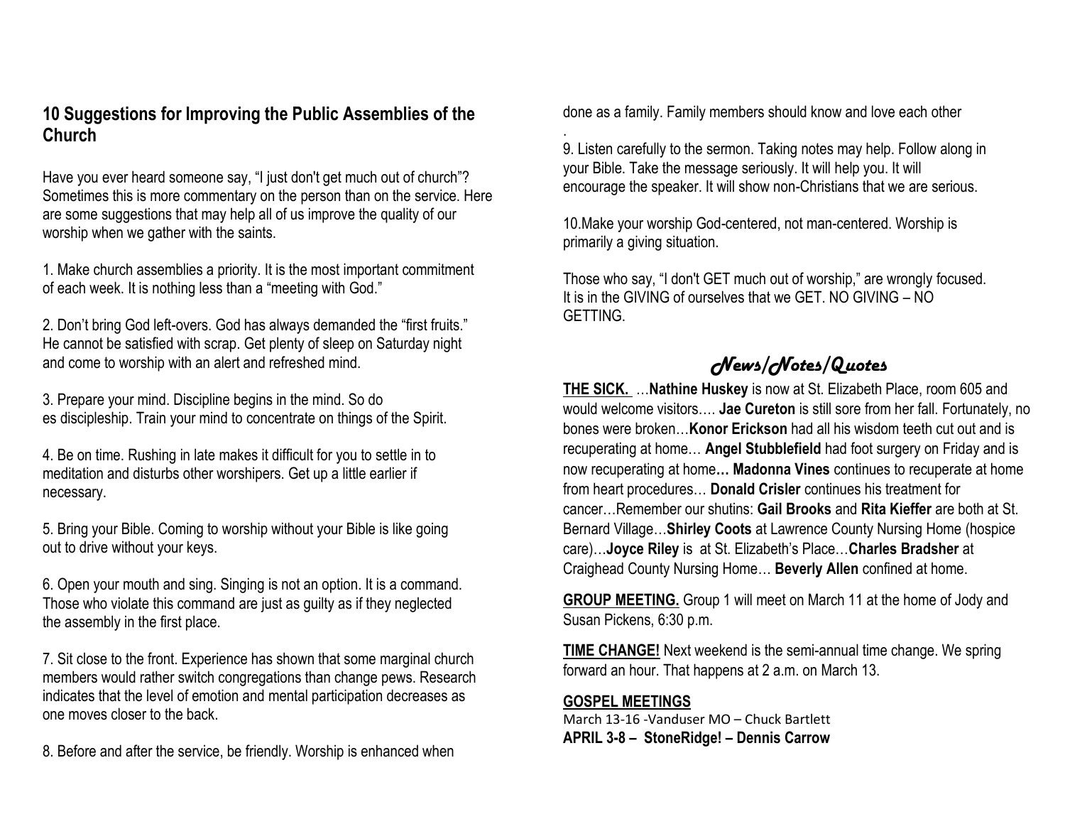## 10 Suggestions for Improving the Public Assemblies of the Church

Have you ever heard someone say, "I just don't get much out of church"? Sometimes this is more commentary on the person than on the service. Here are some suggestions that may help all of us improve the quality of our worship when we gather with the saints.

1. Make church assemblies a priority. It is the most important commitment of each week. It is nothing less than a "meeting with God."

2. Don't bring God left-overs. God has always demanded the "first fruits." He cannot be satisfied with scrap. Get plenty of sleep on Saturday night and come to worship with an alert and refreshed mind.

3. Prepare your mind. Discipline begins in the mind. So do es discipleship. Train your mind to concentrate on things of the Spirit.

4. Be on time. Rushing in late makes it difficult for you to settle in to meditation and disturbs other worshipers. Get up a little earlier if necessary.

5. Bring your Bible. Coming to worship without your Bible is like going out to drive without your keys.

6. Open your mouth and sing. Singing is not an option. It is a command. Those who violate this command are just as guilty as if they neglected the assembly in the first place.

7. Sit close to the front. Experience has shown that some marginal church members would rather switch congregations than change pews. Research indicates that the level of emotion and mental participation decreases as one moves closer to the back.

8. Before and after the service, be friendly. Worship is enhanced when done as a family. Family members should know and love each other

.

9. Listen carefully to the sermon. Taking notes may help. Follow along in your Bible. Take the message seriously. It will help you. It will encourage the speaker. It will show non-Christians that we are serious.

10.Make your worship God-centered, not man-centered. Worship is primarily a giving situation.

Those who say, "I don't GET much out of worship," are wrongly focused. It is in the GIVING of ourselves that we GET. NO GIVING – NO GETTING.

## *News/Notes/Quotes*

**THE SICK.** …**Nathine Huskey** is now at St. Elizabeth Place, room 605 and would welcome visitors…. **Jae Cureton** is still sore from her fall. Fortunately, no bones were broken…**Konor Erickson** had all his wisdom teeth cut out and is recuperating at home… **Angel Stubblefield** had foot surgery on Friday and is now recuperating at home**… Madonna Vines** continues to recuperate at home from heart procedures… **Donald Crisler** continues his treatment for cancer…Remember our shutins: **Gail Brooks** and **Rita Kieffer** are both at St. Bernard Village…**Shirley Coots** at Lawrence County Nursing Home (hospice care)…**Joyce Riley** is at St. Elizabeth's Place…**Charles Bradsher** at Craighead County Nursing Home… **Beverly Allen** confined at home.

**GROUP MEETING.** Group 1 will meet on March 11 at the home of Jody and Susan Pickens, 6:30 p.m.

**TIME CHANGE!** Next weekend is the semi-annual time change. We spring forward an hour. That happens at 2 a.m. on March 13.

**GOSPEL MEETINGS**

March 13-16 -Vanduser MO – Chuck Bartlett

**APRIL 3-8 – StoneRidge! – Dennis Carrow**